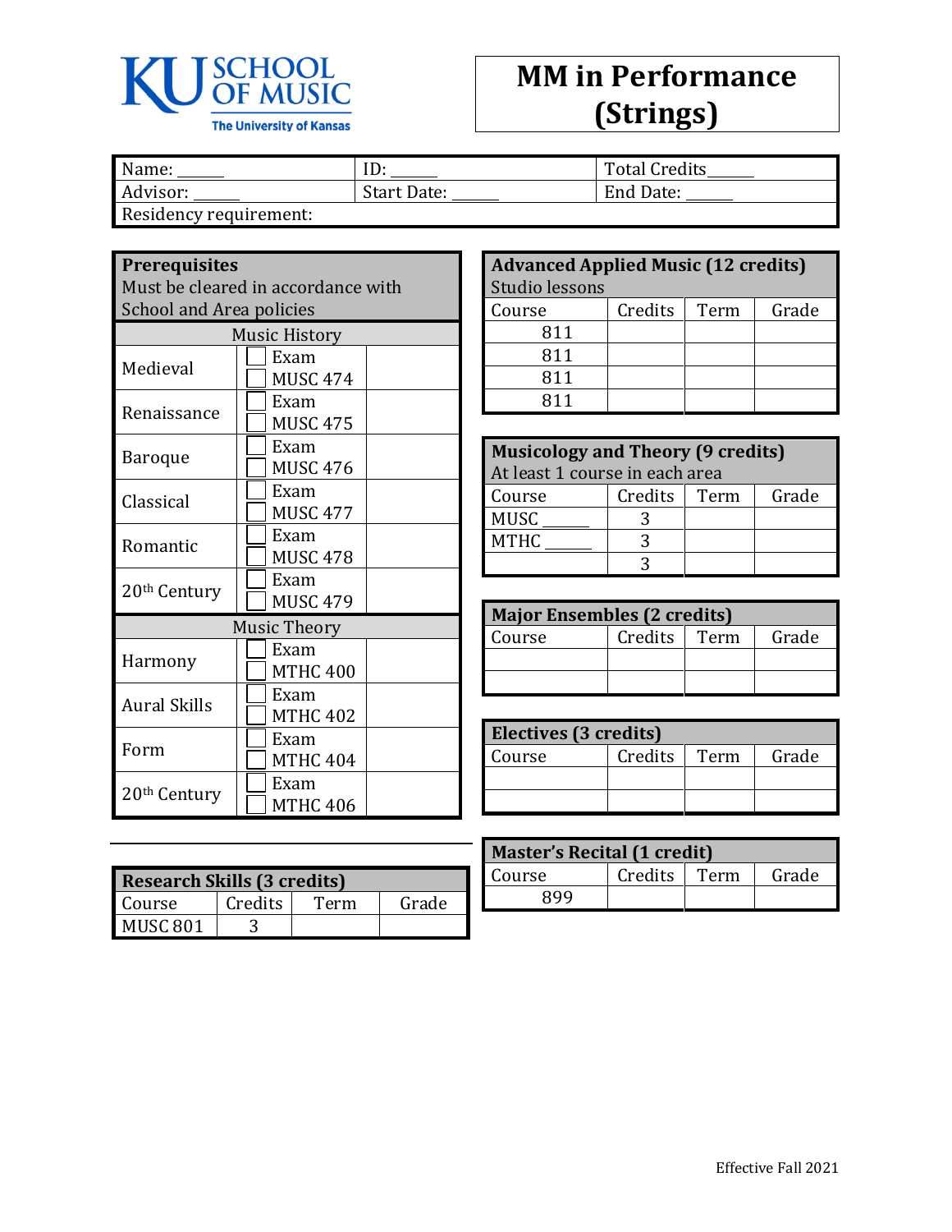KU SCHOOL OF MUSIC
The University of Kansas

# MM in Performance (Strings)

| Name: ______ | ID: ______ | Total Credits______ |
|---|---|---|
| Advisor: ______ | Start Date: ______ | End Date: ______ |
| Residency requirement: | | |

| **Prerequisites** Must be cleared in accordance with School and Area policies | | |
|---|---|---|
| Music History | | |
| Medieval | ☐ Exam ☐ MUSC 474 | |
| Renaissance | ☐ Exam ☐ MUSC 475 | |
| Baroque | ☐ Exam ☐ MUSC 476 | |
| Classical | ☐ Exam ☐ MUSC 477 | |
| Romantic | ☐ Exam ☐ MUSC 478 | |
| 20th Century | ☐ Exam ☐ MUSC 479 | |
| Music Theory | | |
| Harmony | ☐ Exam ☐ MTHC 400 | |
| Aural Skills | ☐ Exam ☐ MTHC 402 | |
| Form | ☐ Exam ☐ MTHC 404 | |
| 20th Century | ☐ Exam ☐ MTHC 406 | |

| **Research Skills (3 credits)** | | | |
|---|---|---|---|
| Course | Credits | Term | Grade |
| MUSC 801 | 3 | | |

| **Advanced Applied Music (12 credits)** Studio lessons | | | |
|---|---|---|---|
| Course | Credits | Term | Grade |
| 811 | | | |
| 811 | | | |
| 811 | | | |
| 811 | | | |

| **Musicology and Theory (9 credits)** At least 1 course in each area | | | |
|---|---|---|---|
| Course | Credits | Term | Grade |
| MUSC _____ | 3 | | |
| MTHC _____ | 3 | | |
| | 3 | | |

| **Major Ensembles (2 credits)** | | | |
|---|---|---|---|
| Course | Credits | Term | Grade |
| | | | |
| | | | |

| **Electives (3 credits)** | | | |
|---|---|---|---|
| Course | Credits | Term | Grade |
| | | | |
| | | | |

| **Master's Recital (1 credit)** | | | |
|---|---|---|---|
| Course | Credits | Term | Grade |
| 899 | | | |

Effective Fall 2021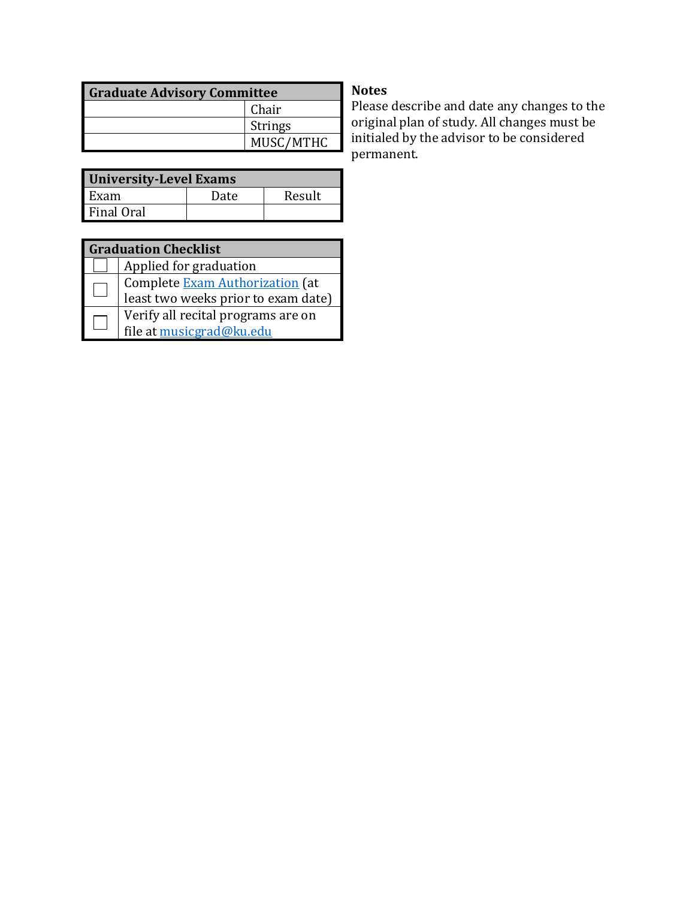| Graduate Advisory Committee | |
|---|---|
| | Chair |
| | Strings |
| | MUSC/MTHC |

| University-Level Exams | | |
|---|---|---|
| Exam | Date | Result |
| Final Oral | | |

| Graduation Checklist | |
|---|---|
| ☐ | Applied for graduation |
| ☐ | Complete Exam Authorization (at least two weeks prior to exam date) |
| ☐ | Verify all recital programs are on file at musicgrad@ku.edu |

**Notes**

Please describe and date any changes to the original plan of study. All changes must be initialed by the advisor to be considered permanent.